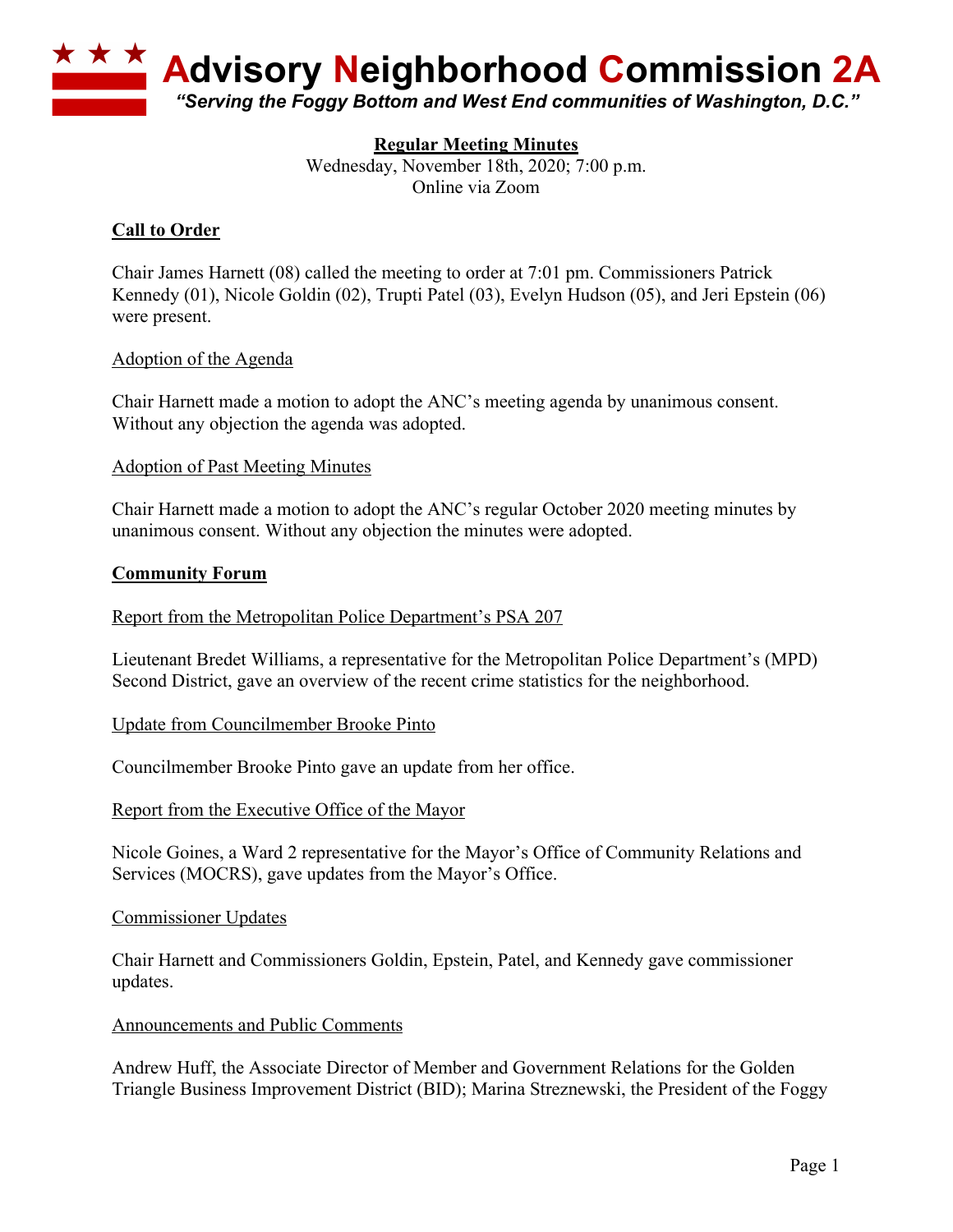# Advisory Neighborhood Commission 2A

*"Serving the Foggy Bottom and West End communities of Washington, D.C."*

**Regular Meeting Minutes**
Wednesday, November 18th, 2020; 7:00 p.m.
Online via Zoom

## Call to Order

Chair James Harnett (08) called the meeting to order at 7:01 pm. Commissioners Patrick Kennedy (01), Nicole Goldin (02), Trupti Patel (03), Evelyn Hudson (05), and Jeri Epstein (06) were present.

### Adoption of the Agenda

Chair Harnett made a motion to adopt the ANC's meeting agenda by unanimous consent. Without any objection the agenda was adopted.

### Adoption of Past Meeting Minutes

Chair Harnett made a motion to adopt the ANC's regular October 2020 meeting minutes by unanimous consent. Without any objection the minutes were adopted.

## Community Forum

### Report from the Metropolitan Police Department's PSA 207

Lieutenant Bredet Williams, a representative for the Metropolitan Police Department's (MPD) Second District, gave an overview of the recent crime statistics for the neighborhood.

### Update from Councilmember Brooke Pinto

Councilmember Brooke Pinto gave an update from her office.

### Report from the Executive Office of the Mayor

Nicole Goines, a Ward 2 representative for the Mayor's Office of Community Relations and Services (MOCRS), gave updates from the Mayor's Office.

### Commissioner Updates

Chair Harnett and Commissioners Goldin, Epstein, Patel, and Kennedy gave commissioner updates.

### Announcements and Public Comments

Andrew Huff, the Associate Director of Member and Government Relations for the Golden Triangle Business Improvement District (BID); Marina Streznewski, the President of the Foggy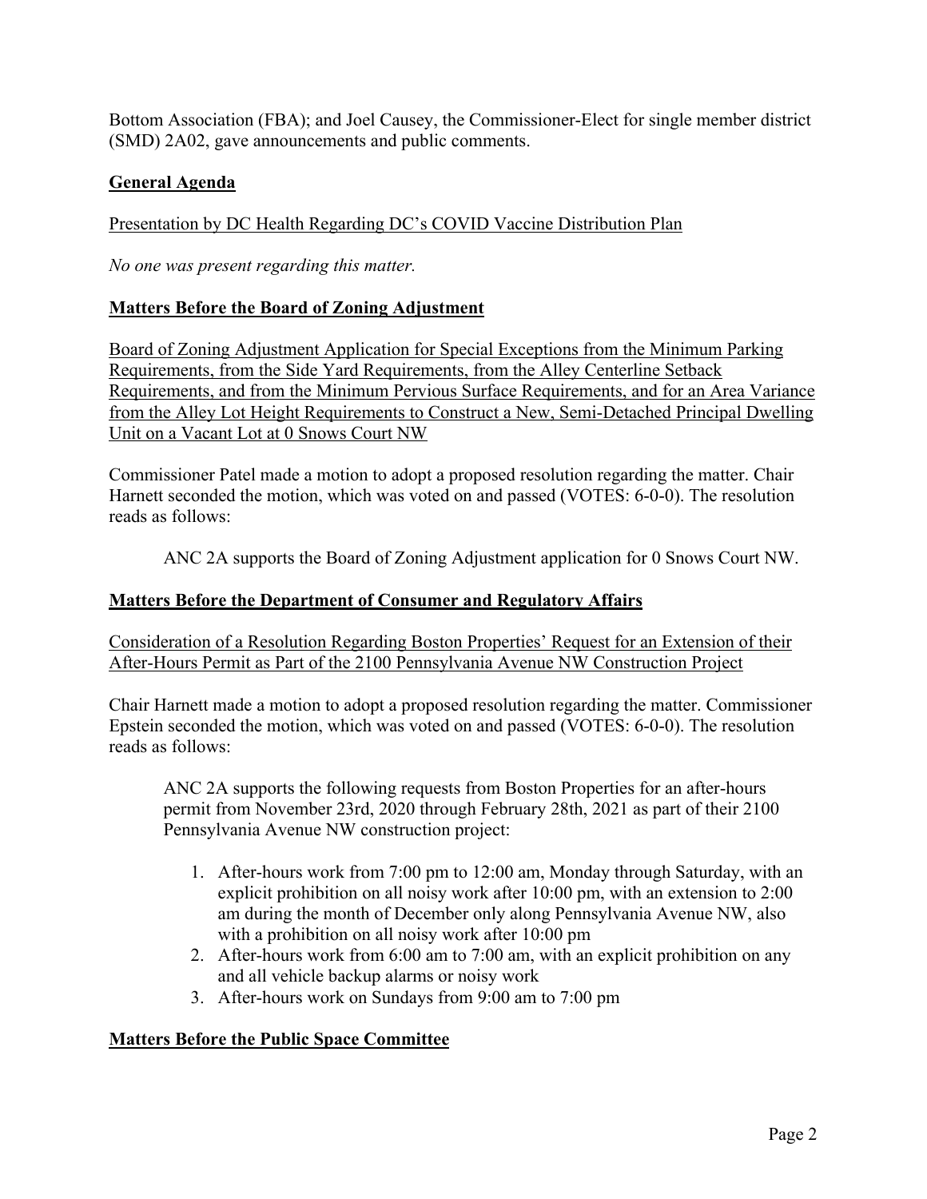Bottom Association (FBA); and Joel Causey, the Commissioner-Elect for single member district (SMD) 2A02, gave announcements and public comments.

## General Agenda

Presentation by DC Health Regarding DC's COVID Vaccine Distribution Plan

*No one was present regarding this matter.*

## Matters Before the Board of Zoning Adjustment

Board of Zoning Adjustment Application for Special Exceptions from the Minimum Parking Requirements, from the Side Yard Requirements, from the Alley Centerline Setback Requirements, and from the Minimum Pervious Surface Requirements, and for an Area Variance from the Alley Lot Height Requirements to Construct a New, Semi-Detached Principal Dwelling Unit on a Vacant Lot at 0 Snows Court NW

Commissioner Patel made a motion to adopt a proposed resolution regarding the matter. Chair Harnett seconded the motion, which was voted on and passed (VOTES: 6-0-0). The resolution reads as follows:

> ANC 2A supports the Board of Zoning Adjustment application for 0 Snows Court NW.

## Matters Before the Department of Consumer and Regulatory Affairs

Consideration of a Resolution Regarding Boston Properties' Request for an Extension of their After-Hours Permit as Part of the 2100 Pennsylvania Avenue NW Construction Project

Chair Harnett made a motion to adopt a proposed resolution regarding the matter. Commissioner Epstein seconded the motion, which was voted on and passed (VOTES: 6-0-0). The resolution reads as follows:

> ANC 2A supports the following requests from Boston Properties for an after-hours permit from November 23rd, 2020 through February 28th, 2021 as part of their 2100 Pennsylvania Avenue NW construction project:
>
> 1. After-hours work from 7:00 pm to 12:00 am, Monday through Saturday, with an explicit prohibition on all noisy work after 10:00 pm, with an extension to 2:00 am during the month of December only along Pennsylvania Avenue NW, also with a prohibition on all noisy work after 10:00 pm
> 2. After-hours work from 6:00 am to 7:00 am, with an explicit prohibition on any and all vehicle backup alarms or noisy work
> 3. After-hours work on Sundays from 9:00 am to 7:00 pm

## Matters Before the Public Space Committee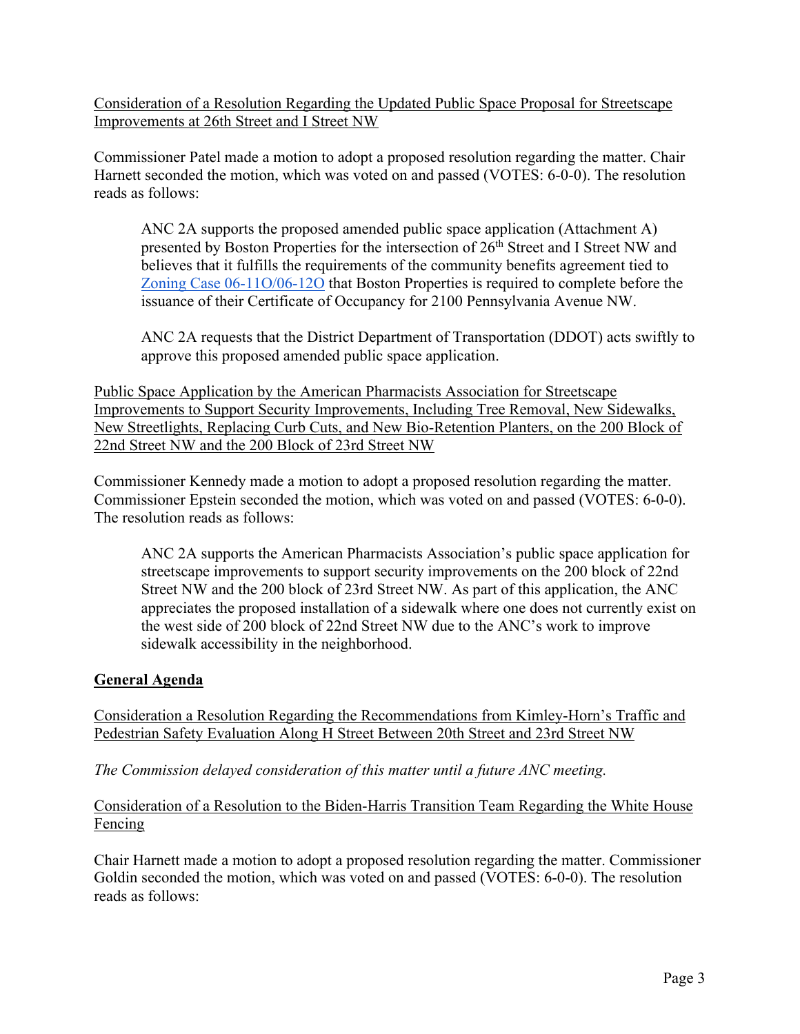Consideration of a Resolution Regarding the Updated Public Space Proposal for Streetscape Improvements at 26th Street and I Street NW

Commissioner Patel made a motion to adopt a proposed resolution regarding the matter. Chair Harnett seconded the motion, which was voted on and passed (VOTES: 6-0-0). The resolution reads as follows:

> ANC 2A supports the proposed amended public space application (Attachment A) presented by Boston Properties for the intersection of 26th Street and I Street NW and believes that it fulfills the requirements of the community benefits agreement tied to Zoning Case 06-11O/06-12O that Boston Properties is required to complete before the issuance of their Certificate of Occupancy for 2100 Pennsylvania Avenue NW.
>
> ANC 2A requests that the District Department of Transportation (DDOT) acts swiftly to approve this proposed amended public space application.

Public Space Application by the American Pharmacists Association for Streetscape Improvements to Support Security Improvements, Including Tree Removal, New Sidewalks, New Streetlights, Replacing Curb Cuts, and New Bio-Retention Planters, on the 200 Block of 22nd Street NW and the 200 Block of 23rd Street NW

Commissioner Kennedy made a motion to adopt a proposed resolution regarding the matter. Commissioner Epstein seconded the motion, which was voted on and passed (VOTES: 6-0-0). The resolution reads as follows:

> ANC 2A supports the American Pharmacists Association's public space application for streetscape improvements to support security improvements on the 200 block of 22nd Street NW and the 200 block of 23rd Street NW. As part of this application, the ANC appreciates the proposed installation of a sidewalk where one does not currently exist on the west side of 200 block of 22nd Street NW due to the ANC's work to improve sidewalk accessibility in the neighborhood.

**General Agenda**

Consideration a Resolution Regarding the Recommendations from Kimley-Horn's Traffic and Pedestrian Safety Evaluation Along H Street Between 20th Street and 23rd Street NW

*The Commission delayed consideration of this matter until a future ANC meeting.*

Consideration of a Resolution to the Biden-Harris Transition Team Regarding the White House Fencing

Chair Harnett made a motion to adopt a proposed resolution regarding the matter. Commissioner Goldin seconded the motion, which was voted on and passed (VOTES: 6-0-0). The resolution reads as follows: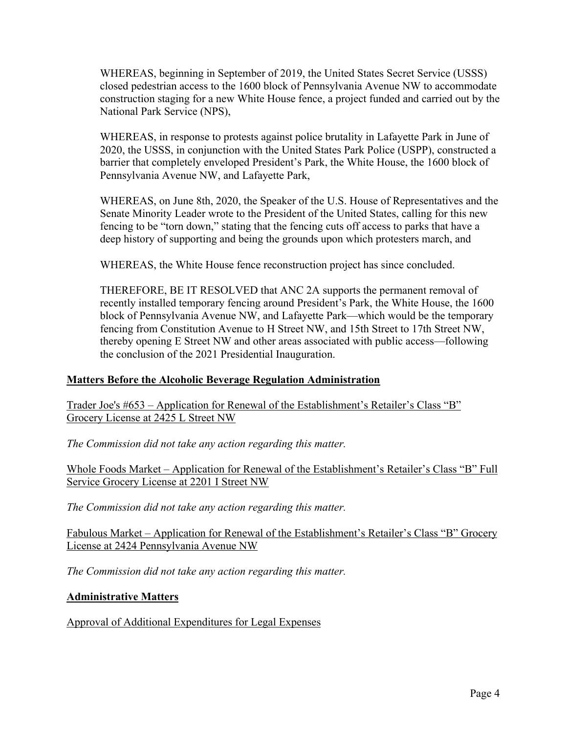WHEREAS, beginning in September of 2019, the United States Secret Service (USSS) closed pedestrian access to the 1600 block of Pennsylvania Avenue NW to accommodate construction staging for a new White House fence, a project funded and carried out by the National Park Service (NPS),

WHEREAS, in response to protests against police brutality in Lafayette Park in June of 2020, the USSS, in conjunction with the United States Park Police (USPP), constructed a barrier that completely enveloped President's Park, the White House, the 1600 block of Pennsylvania Avenue NW, and Lafayette Park,

WHEREAS, on June 8th, 2020, the Speaker of the U.S. House of Representatives and the Senate Minority Leader wrote to the President of the United States, calling for this new fencing to be "torn down," stating that the fencing cuts off access to parks that have a deep history of supporting and being the grounds upon which protesters march, and

WHEREAS, the White House fence reconstruction project has since concluded.

THEREFORE, BE IT RESOLVED that ANC 2A supports the permanent removal of recently installed temporary fencing around President's Park, the White House, the 1600 block of Pennsylvania Avenue NW, and Lafayette Park—which would be the temporary fencing from Constitution Avenue to H Street NW, and 15th Street to 17th Street NW, thereby opening E Street NW and other areas associated with public access—following the conclusion of the 2021 Presidential Inauguration.

## Matters Before the Alcoholic Beverage Regulation Administration

Trader Joe's #653 – Application for Renewal of the Establishment's Retailer's Class "B" Grocery License at 2425 L Street NW

*The Commission did not take any action regarding this matter.*

Whole Foods Market – Application for Renewal of the Establishment's Retailer's Class "B" Full Service Grocery License at 2201 I Street NW

*The Commission did not take any action regarding this matter.*

Fabulous Market – Application for Renewal of the Establishment's Retailer's Class "B" Grocery License at 2424 Pennsylvania Avenue NW

*The Commission did not take any action regarding this matter.*

## Administrative Matters

Approval of Additional Expenditures for Legal Expenses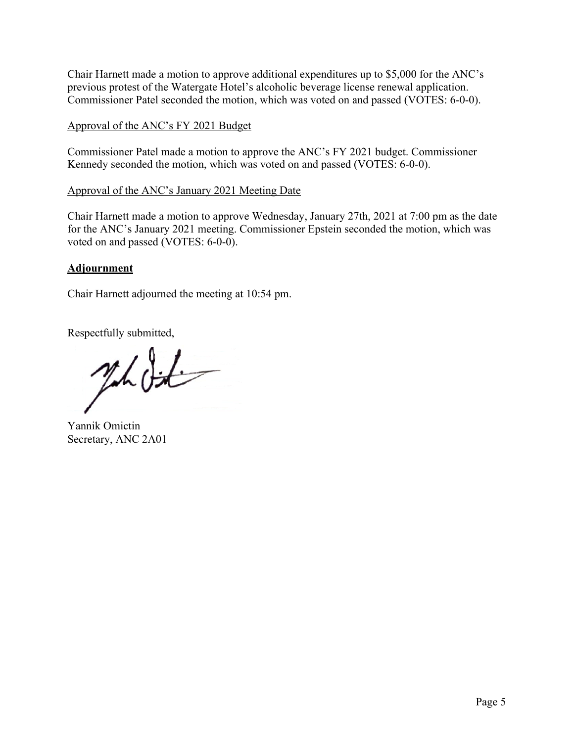Chair Harnett made a motion to approve additional expenditures up to $5,000 for the ANC's previous protest of the Watergate Hotel's alcoholic beverage license renewal application. Commissioner Patel seconded the motion, which was voted on and passed (VOTES: 6-0-0).

Approval of the ANC's FY 2021 Budget

Commissioner Patel made a motion to approve the ANC's FY 2021 budget. Commissioner Kennedy seconded the motion, which was voted on and passed (VOTES: 6-0-0).

Approval of the ANC's January 2021 Meeting Date

Chair Harnett made a motion to approve Wednesday, January 27th, 2021 at 7:00 pm as the date for the ANC's January 2021 meeting. Commissioner Epstein seconded the motion, which was voted on and passed (VOTES: 6-0-0).

## **Adjournment**

Chair Harnett adjourned the meeting at 10:54 pm.

Respectfully submitted,

Yannik Omictin
Secretary, ANC 2A01